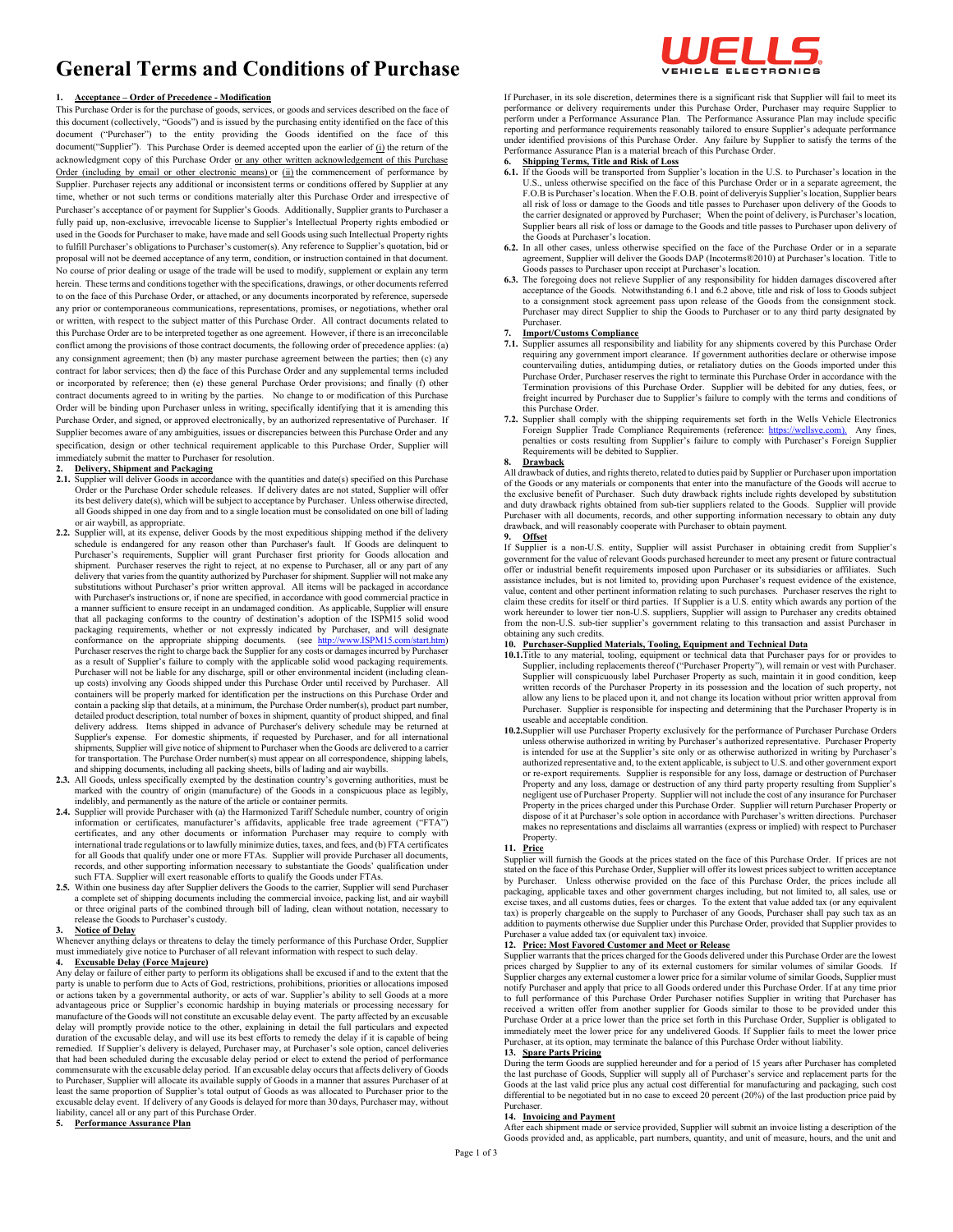# General Terms and Conditions of Purchase

**1. Acceptance – Order of Precedence - Modification**

This Purchase Order is for the purchase of goods, services, or goods and services described on the face of this document (collectively, "Goods") and is issued by the purchasing entity identified on the face of this document ("Purchaser") to the entity providing the Goods identified on the face of this document("Supplier"). This Purchase Order is deemed accepted upon the earlier of (i) the return of the acknowledgment copy of this Purchase Order or any other written acknowledgement of this Purchase Order (including by email or other electronic means) or (ii) the commencement of performance by Supplier. Purchaser rejects any additional or inconsistent terms or conditions offered by Supplier at any time, whether or not such terms or conditions materially alter this Purchase Order and irrespective of Purchaser's acceptance of or payment for Supplier's Goods. Additionally, Supplier grants to Purchaser a fully paid up, non-exclusive, irrevocable license to Supplier's Intellectual Property rights embodied or used in the Goods for Purchaser to make, have made and sell Goods using such Intellectual Property rights to fulfill Purchaser's obligations to Purchaser's customer(s). Any reference to Supplier's quotation, bid or proposal will not be deemed acceptance of any term, condition, or instruction contained in that document. No course of prior dealing or usage of the trade will be used to modify, supplement or explain any term herein. These terms and conditions together with the specifications, drawings, or other documents referred to on the face of this Purchase Order, or attached, or any documents incorporated by reference, supersede any prior or contemporaneous communications, representations, promises, or negotiations, whether oral or written, with respect to the subject matter of this Purchase Order. All contract documents related to this Purchase Order are to be interpreted together as one agreement. However, if there is an irreconcilable conflict among the provisions of those contract documents, the following order of precedence applies: (a) any consignment agreement; then (b) any master purchase agreement between the parties; then (c) any contract for labor services; then d) the face of this Purchase Order and any supplemental terms included or incorporated by reference; then (e) these general Purchase Order provisions; and finally (f) other contract documents agreed to in writing by the parties. No change to or modification of this Purchase Order will be binding upon Purchaser unless in writing, specifically identifying that it is amending this Purchase Order, and signed, or approved electronically, by an authorized representative of Purchaser. If Supplier becomes aware of any ambiguities, issues or discrepancies between this Purchase Order and any specification, design or other technical requirement applicable to this Purchase Order, Supplier will immediately submit the matter to Purchaser for resolution.

**2. Delivery, Shipment and Packaging**

**2.1.** Supplier will deliver Goods in accordance with the quantities and date(s) specified on this Purchase Order or the Purchase Order schedule releases. If delivery dates are not stated, Supplier will offer its best delivery date(s), which will be subject to acceptance by Purchaser. Unless otherwise directed, all Goods shipped in one day from and to a single location must be consolidated on one bill of lading or air waybill, as appropriate.

**2.2.** Supplier will, at its expense, deliver Goods by the most expeditious shipping method if the delivery schedule is endangered for any reason other than Purchaser's fault. If Goods are delinquent to Purchaser's requirements, Supplier will grant Purchaser first priority for Goods allocation and shipment. Purchaser reserves the right to reject, at no expense to Purchaser, all or any part of any delivery that varies from the quantity authorized by Purchaser for shipment. Supplier will not make any substitutions without Purchaser's prior written approval. All items will be packaged in accordance with Purchaser's instructions or, if none are specified, in accordance with good commercial practice in a manner sufficient to ensure receipt in an undamaged condition. As applicable, Supplier will ensure that all packaging conforms to the country of destination's adoption of the ISPM15 solid wood packaging requirements, whether or not expressly indicated by Purchaser, and will designate conformance on the appropriate shipping documents. (see http://www.ISPM15.com/start.htm) Purchaser reserves the right to charge back the Supplier for any costs or damages incurred by Purchaser as a result of Supplier's failure to comply with the applicable solid wood packaging requirements. Purchaser will not be liable for any discharge, spill or other environmental incident (including clean-up costs) involving any Goods shipped under this Purchase Order until received by Purchaser. All containers will be properly marked for identification per the instructions on this Purchase Order and contain a packing slip that details, at a minimum, the Purchase Order number(s), product part number, detailed product description, total number of boxes in shipment, quantity of product shipped, and final delivery address. Items shipped in advance of Purchaser's delivery schedule may be returned at Supplier's expense. For domestic shipments, if requested by Purchaser, and for all international shipments, Supplier will give notice of shipment to Purchaser when the Goods are delivered to a carrier for transportation. The Purchase Order number(s) must appear on all correspondence, shipping labels, and shipping documents, including all packing sheets, bills of lading and air waybills.

**2.3.** All Goods, unless specifically exempted by the destination country's governing authorities, must be marked with the country of origin (manufacture) of the Goods in a conspicuous place as legibly, indelibly, and permanently as the nature of the article or container permits.

**2.4.** Supplier will provide Purchaser with (a) the Harmonized Tariff Schedule number, country of origin information or certificates, manufacturer's affidavits, applicable free trade agreement ("FTA") certificates, and any other documents or information Purchaser may require to comply with international trade regulations or to lawfully minimize duties, taxes, and fees, and (b) FTA certificates for all Goods that qualify under one or more FTAs. Supplier will provide Purchaser all documents, records, and other supporting information necessary to substantiate the Goods' qualification under such FTA. Supplier will exert reasonable efforts to qualify the Goods under FTAs.

**2.5.** Within one business day after Supplier delivers the Goods to the carrier, Supplier will send Purchaser a complete set of shipping documents including the commercial invoice, packing list, and air waybill or three original parts of the combined through bill of lading, clean without notation, necessary to release the Goods to Purchaser's custody.

**3. Notice of Delay**

Whenever anything delays or threatens to delay the timely performance of this Purchase Order, Supplier must immediately give notice to Purchaser of all relevant information with respect to such delay.

**4. Excusable Delay (Force Majeure)**

Any delay or failure of either party to perform its obligations shall be excused if and to the extent that the party is unable to perform due to Acts of God, restrictions, prohibitions, priorities or allocations imposed or actions taken by a governmental authority, or acts of war. Supplier's ability to sell Goods at a more advantageous price or Supplier's economic hardship in buying materials or processing necessary for manufacture of the Goods will not constitute an excusable delay event. The party affected by an excusable delay will promptly provide notice to the other, explaining in detail the full particulars and expected duration of the excusable delay, and will use its best efforts to remedy the delay if it is capable of being remedied. If Supplier's delivery is delayed, Purchaser may, at Purchaser's sole option, cancel deliveries that had been scheduled during the excusable delay period or elect to extend the period of performance commensurate with the excusable delay period. If an excusable delay occurs that affects delivery of Goods to Purchaser, Supplier will allocate its available supply of Goods in a manner that assures Purchaser of at least the same proportion of Supplier's total output of Goods as was allocated to Purchaser prior to the excusable delay event. If delivery of any Goods is delayed for more than 30 days, Purchaser may, without liability, cancel all or any part of this Purchase Order.

**5. Performance Assurance Plan**

If Purchaser, in its sole discretion, determines there is a significant risk that Supplier will fail to meet its performance or delivery requirements under this Purchase Order, Purchaser may require Supplier to perform under a Performance Assurance Plan. The Performance Assurance Plan may include specific reporting and performance requirements reasonably tailored to ensure Supplier's adequate performance under identified provisions of this Purchase Order. Any failure by Supplier to satisfy the terms of the Performance Assurance Plan is a material breach of this Purchase Order.

**6. Shipping Terms, Title and Risk of Loss**

**6.1.** If the Goods will be transported from Supplier's location in the U.S. to Purchaser's location in the U.S., unless otherwise specified on the face of this Purchase Order or in a separate agreement, the F.O.B is Purchaser's location. When the F.O.B. point of deliveryis Supplier's location, Supplier bears all risk of loss or damage to the Goods and title passes to Purchaser upon delivery of the Goods to the carrier designated or approved by Purchaser; When the point of delivery, is Purchaser's location, Supplier bears all risk of loss or damage to the Goods and title passes to Purchaser upon delivery of the Goods at Purchaser's location.

**6.2.** In all other cases, unless otherwise specified on the face of the Purchase Order or in a separate agreement, Supplier will deliver the Goods DAP (Incoterms®2010) at Purchaser's location. Title to Goods passes to Purchaser upon receipt at Purchaser's location.

**6.3.** The foregoing does not relieve Supplier of any responsibility for hidden damages discovered after acceptance of the Goods. Notwithstanding 6.1 and 6.2 above, title and risk of loss to Goods subject to a consignment stock agreement pass upon release of the Goods from the consignment stock. Purchaser may direct Supplier to ship the Goods to Purchaser or to any third party designated by Purchaser.

**7. Import/Customs Compliance**

**7.1.** Supplier assumes all responsibility and liability for any shipments covered by this Purchase Order requiring any government import clearance. If government authorities declare or otherwise impose countervailing duties, antidumping duties, or retaliatory duties on the Goods imported under this Purchase Order, Purchaser reserves the right to terminate this Purchase Order in accordance with the Termination provisions of this Purchase Order. Supplier will be debited for any duties, fees, or freight incurred by Purchaser due to Supplier's failure to comply with the terms and conditions of this Purchase Order.

**7.2.** Supplier shall comply with the shipping requirements set forth in the Wells Vehicle Electronics Foreign Supplier Trade Compliance Requirements (reference: https://wellsve.com). Any fines, penalties or costs resulting from Supplier's failure to comply with Purchaser's Foreign Supplier Requirements will be debited to Supplier.

**8. Drawback**

All drawback of duties, and rights thereto, related to duties paid by Supplier or Purchaser upon importation of the Goods or any materials or components that enter into the manufacture of the Goods will accrue to the exclusive benefit of Purchaser. Such duty drawback rights include rights developed by substitution and duty drawback rights obtained from sub-tier suppliers related to the Goods. Supplier will provide Purchaser with all documents, records, and other supporting information necessary to obtain any duty drawback, and will reasonably cooperate with Purchaser to obtain payment.

**9. Offset**

If Supplier is a non-U.S. entity, Supplier will assist Purchaser in obtaining credit from Supplier's government for the value of relevant Goods purchased hereunder to meet any present or future contractual offer or industrial benefit requirements imposed upon Purchaser or its subsidiaries or affiliates. Such assistance includes, but is not limited to, providing upon Purchaser's request evidence of the existence, value, content and other pertinent information relating to such purchases. Purchaser reserves the right to claim these credits for itself or third parties. If Supplier is a U.S. entity which awards any portion of the work hereunder to lower tier non-U.S. suppliers, Supplier will assign to Purchaser any credits obtained from the non-U.S. sub-tier supplier's government relating to this transaction and assist Purchaser in obtaining any such credits.

**10. Purchaser-Supplied Materials, Tooling, Equipment and Technical Data**

**10.1.** Title to any material, tooling, equipment or technical data that Purchaser pays for or provides to Supplier, including replacements thereof ("Purchaser Property"), will remain or vest with Purchaser. Supplier will conspicuously label Purchaser Property as such, maintain it in good condition, keep written records of the Purchaser Property in its possession and the location of such property, not allow any liens to be placed upon it, and not change its location without prior written approval from Purchaser. Supplier is responsible for inspecting and determining that the Purchaser Property is in useable and acceptable condition.

**10.2.** Supplier will use Purchaser Property exclusively for the performance of Purchaser Purchase Orders unless otherwise authorized in writing by Purchaser's authorized representative. Purchaser Property is intended for use at the Supplier's site only or as otherwise authorized in writing by Purchaser's authorized representative and, to the extent applicable, is subject to U.S. and other government export or re-export requirements. Supplier is responsible for any loss, damage or destruction of Purchaser Property and any loss, damage or destruction of any third party property resulting from Supplier's negligent use of Purchaser Property. Supplier will not include the cost of any insurance for Purchaser Property in the prices charged under this Purchase Order. Supplier will return Purchaser Property or dispose of it at Purchaser's sole option in accordance with Purchaser's written directions. Purchaser makes no representations and disclaims all warranties (express or implied) with respect to Purchaser Property.

**11. Price**

Supplier will furnish the Goods at the prices stated on the face of this Purchase Order. If prices are not stated on the face of this Purchase Order, Supplier will offer its lowest prices subject to written acceptance by Purchaser. Unless otherwise provided on the face of this Purchase Order, the prices include all packaging, applicable taxes and other government charges including, but not limited to, all sales, use or excise taxes, and all customs duties, fees or charges. To the extent that value added tax (or any equivalent tax) is properly chargeable on the supply to Purchaser of any Goods, Purchaser shall pay such tax as an addition to payments otherwise due Supplier under this Purchase Order, provided that Supplier provides to Purchaser a value added tax (or equivalent tax) invoice.

**12. Price: Most Favored Customer and Meet or Release**

Supplier warrants that the prices charged for the Goods delivered under this Purchase Order are the lowest prices charged by Supplier to any of its external customers for similar volumes of similar Goods. If Supplier charges any external customer a lower price for a similar volume of similar Goods, Supplier must notify Purchaser and apply that price to all Goods ordered under this Purchase Order. If at any time prior to full performance of this Purchase Order Purchaser notifies Supplier in writing that Purchaser has received a written offer from another supplier for Goods similar to those to be provided under this Purchase Order at a price lower than the price set forth in this Purchase Order, Supplier is obligated to immediately meet the lower price for any undelivered Goods. If Supplier fails to meet the lower price Purchaser, at its option, may terminate the balance of this Purchase Order without liability.

**13. Spare Parts Pricing**

During the term Goods are supplied hereunder and for a period of 15 years after Purchaser has completed the last purchase of Goods, Supplier will supply all of Purchaser's service and replacement parts for the Goods at the last valid price plus any actual cost differential for manufacturing and packaging, such cost differential to be negotiated but in no case to exceed 20 percent (20%) of the last production price paid by Purchaser.

**14. Invoicing and Payment**

After each shipment made or service provided, Supplier will submit an invoice listing a description of the Goods provided and, as applicable, part numbers, quantity, and unit of measure, hours, and the unit and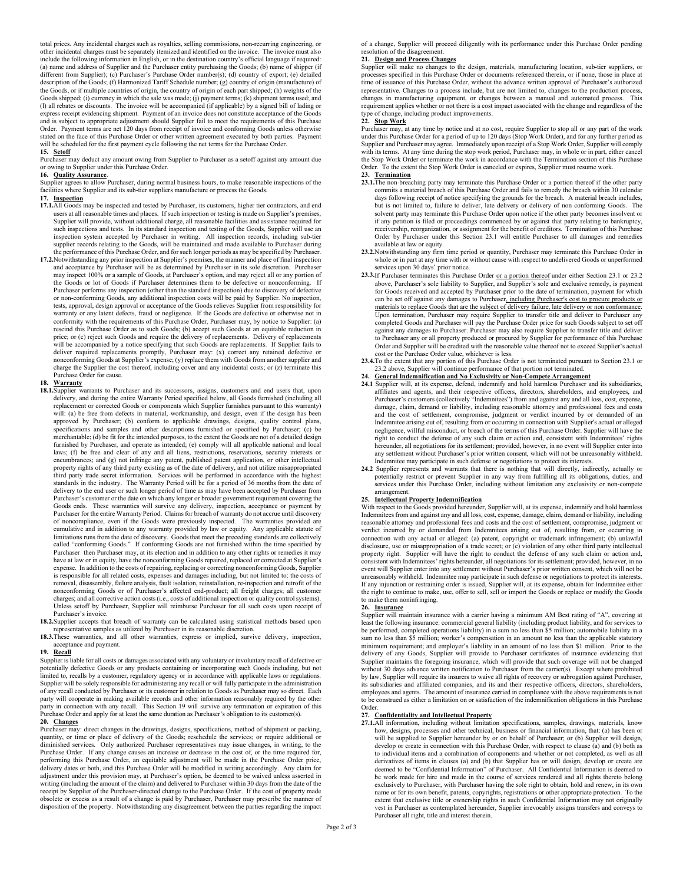total prices. Any incidental charges such as royalties, selling commissions, non-recurring engineering, or other incidental charges must be separately itemized and identified on the invoice. The invoice must also include the following information in English, or in the destination country's official language if required: (a) name and address of Supplier and the Purchaser entity purchasing the Goods; (b) name of shipper (if different from Supplier); (c) Purchaser's Purchase Order number(s); (d) country of export; (e) detailed description of the Goods; (f) Harmonized Tariff Schedule number; (g) country of origin (manufacture) of the Goods, or if multiple countries of origin, the country of origin of each part shipped; (h) weights of the Goods shipped; (i) currency in which the sale was made; (j) payment terms; (k) shipment terms used; and (l) all rebates or discounts. The invoice will be accompanied (if applicable) by a signed bill of lading or express receipt evidencing shipment. Payment of an invoice does not constitute acceptance of the Goods and is subject to appropriate adjustment should Supplier fail to meet the requirements of this Purchase Order. Payment terms are net 120 days from receipt of invoice and conforming Goods unless otherwise stated on the face of this Purchase Order or other written agreement executed by both parties. Payment will be scheduled for the first payment cycle following the net terms for the Purchase Order.

**15. Setoff**

Purchaser may deduct any amount owing from Supplier to Purchaser as a setoff against any amount due or owing to Supplier under this Purchase Order.

**16. Quality Assurance**.

Supplier agrees to allow Purchaser, during normal business hours, to make reasonable inspections of the facilities where Supplier and its sub-tier suppliers manufacture or process the Goods.

**17. Inspection**

**17.1.** All Goods may be inspected and tested by Purchaser, its customers, higher tier contractors, and end users at all reasonable times and places. If such inspection or testing is made on Supplier's premises, Supplier will provide, without additional charge, all reasonable facilities and assistance required for such inspections and tests. In its standard inspection and testing of the Goods, Supplier will use an inspection system accepted by Purchaser in writing. All inspection records, including sub-tier supplier records relating to the Goods, will be maintained and made available to Purchaser during the performance of this Purchase Order, and for such longer periods as may be specified by Purchaser.

**17.2.** Notwithstanding any prior inspection at Supplier's premises, the manner and place of final inspection and acceptance by Purchaser will be as determined by Purchaser in its sole discretion. Purchaser may inspect 100% or a sample of Goods, at Purchaser's option, and may reject all or any portion of the Goods or lot of Goods if Purchaser determines them to be defective or nonconforming. If Purchaser performs any inspection (other than the standard inspection) due to discovery of defective or non-conforming Goods, any additional inspection costs will be paid by Supplier. No inspection, tests, approval, design approval or acceptance of the Goods relieves Supplier from responsibility for warranty or any latent defects, fraud or negligence. If the Goods are defective or otherwise not in conformity with the requirements of this Purchase Order, Purchaser may, by notice to Supplier: (a) rescind this Purchase Order as to such Goods; (b) accept such Goods at an equitable reduction in price; or (c) reject such Goods and require the delivery of replacements. Delivery of replacements will be accompanied by a notice specifying that such Goods are replacements. If Supplier fails to deliver required replacements promptly, Purchaser may: (x) correct any retained defective or nonconforming Goods at Supplier's expense; (y) replace them with Goods from another supplier and charge the Supplier the cost thereof, including cover and any incidental costs; or (z) terminate this Purchase Order for cause.

**18. Warranty**

**18.1.** Supplier warrants to Purchaser and its successors, assigns, customers and end users that, upon delivery, and during the entire Warranty Period specified below, all Goods furnished (including all replacement or corrected Goods or components which Supplier furnishes pursuant to this warranty) will: (a) be free from defects in material, workmanship, and design, even if the design has been approved by Purchaser; (b) conform to applicable drawings, designs, quality control plans, specifications and samples and other descriptions furnished or specified by Purchaser; (c) be merchantable; (d) be fit for the intended purposes, to the extent the Goods are not of a detailed design furnished by Purchaser, and operate as intended; (e) comply will all applicable national and local laws; (f) be free and clear of any and all liens, restrictions, reservations, security interests or encumbrances; and (g) not infringe any patent, published patent application, or other intellectual property rights of any third party existing as of the date of delivery, and not utilize misappropriated third party trade secret information. Services will be performed in accordance with the highest standards in the industry. The Warranty Period will be for a period of 36 months from the date of delivery to the end user or such longer period of time as may have been accepted by Purchaser from Purchaser's customer or the date on which any longer or broader government requirement covering the Goods ends. These warranties will survive any delivery, inspection, acceptance or payment by Purchaser for the entire Warranty Period. Claims for breach of warranty do not accrue until discovery of noncompliance, even if the Goods were previously inspected. The warranties provided are cumulative and in addition to any warranty provided by law or equity. Any applicable statute of limitations runs from the date of discovery. Goods that meet the preceding standards are collectively called "conforming Goods." If conforming Goods are not furnished within the time specified by Purchaser then Purchaser may, at its election and in addition to any other rights or remedies it may have at law or in equity, have the nonconforming Goods repaired, replaced or corrected at Supplier's expense. In addition to the costs of repairing, replacing or correcting nonconforming Goods, Supplier is responsible for all related costs, expenses and damages including, but not limited to: the costs of removal, disassembly, failure analysis, fault isolation, reinstallation, re-inspection and retrofit of the nonconforming Goods or of Purchaser's affected end-product; all freight charges; all customer charges; and all corrective action costs (i.e., costs of additional inspection or quality control systems). Unless setoff by Purchaser, Supplier will reimburse Purchaser for all such costs upon receipt of Purchaser's invoice.

**18.2.** Supplier accepts that breach of warranty can be calculated using statistical methods based upon representative samples as utilized by Purchaser in its reasonable discretion.

**18.3.** These warranties, and all other warranties, express or implied, survive delivery, inspection, acceptance and payment.

**19. Recall**

Supplier is liable for all costs or damages associated with any voluntary or involuntary recall of defective or potentially defective Goods or any products containing or incorporating such Goods including, but not limited to, recalls by a customer, regulatory agency or in accordance with applicable laws or regulations. Supplier will be solely responsible for administering any recall or will fully participate in the administration of any recall conducted by Purchaser or its customer in relation to Goods as Purchaser may so direct. Each party will cooperate in making available records and other information reasonably required by the other party in connection with any recall. This Section 19 will survive any termination or expiration of this Purchase Order and apply for at least the same duration as Purchaser's obligation to its customer(s).

**20. Changes**

Purchaser may: direct changes in the drawings, designs, specifications, method of shipment or packing, quantity, or time or place of delivery of the Goods; reschedule the services; or require additional or diminished services. Only authorized Purchaser representatives may issue changes, in writing, to the Purchase Order. If any change causes an increase or decrease in the cost of, or the time required for, performing this Purchase Order, an equitable adjustment will be made in the Purchase Order price, delivery dates or both, and this Purchase Order will be modified in writing accordingly. Any claim for adjustment under this provision may, at Purchaser's option, be deemed to be waived unless asserted in writing (including the amount of the claim) and delivered to Purchaser within 30 days from the date of the receipt by Supplier of the Purchaser-directed change to the Purchase Order. If the cost of property made obsolete or excess as a result of a change is paid by Purchaser, Purchaser may prescribe the manner of disposition of the property. Notwithstanding any disagreement between the parties regarding the impact of a change, Supplier will proceed diligently with its performance under this Purchase Order pending resolution of the disagreement.

**21. Design and Process Changes**

Supplier will make no changes to the design, materials, manufacturing location, sub-tier suppliers, or processes specified in this Purchase Order or documents referenced therein, or if none, those in place at time of issuance of this Purchase Order, without the advance written approval of Purchaser's authorized representative. Changes to a process include, but are not limited to, changes to the production process, changes in manufacturing equipment, or changes between a manual and automated process. This requirement applies whether or not there is a cost impact associated with the change and regardless of the type of change, including product improvements.

**22. Stop Work**

Purchaser may, at any time by notice and at no cost, require Supplier to stop all or any part of the work under this Purchase Order for a period of up to 120 days (Stop Work Order), and for any further period as Supplier and Purchaser may agree. Immediately upon receipt of a Stop Work Order, Supplier will comply with its terms. At any time during the stop work period, Purchaser may, in whole or in part, either cancel the Stop Work Order or terminate the work in accordance with the Termination section of this Purchase Order. To the extent the Stop Work Order is canceled or expires, Supplier must resume work.

**23. Termination**

**23.1.** The non-breaching party may terminate this Purchase Order or a portion thereof if the other party commits a material breach of this Purchase Order and fails to remedy the breach within 30 calendar days following receipt of notice specifying the grounds for the breach. A material breach includes, but is not limited to, failure to deliver, late delivery or delivery of non conforming Goods. The solvent party may terminate this Purchase Order upon notice if the other party becomes insolvent or if any petition is filed or proceedings commenced by or against that party relating to bankruptcy, receivership, reorganization, or assignment for the benefit of creditors. Termination of this Purchase Order by Purchaser under this Section 23.1 will entitle Purchaser to all damages and remedies available at law or equity.

**23.2.** Notwithstanding any firm time period or quantity, Purchaser may terminate this Purchase Order in whole or in part at any time with or without cause with respect to undelivered Goods or unperformed services upon 30 days' prior notice.

**23.3.** If Purchaser terminates this Purchase Order <u>or a portion thereof</u> under either Section 23.1 or 23.2 above, Purchaser's sole liability to Supplier, and Supplier's sole and exclusive remedy, is payment for Goods received and accepted by Purchaser prior to the date of termination, payment for which can be set off against any damages to Purchaser<u>, including Purchaser's cost to procure products or materials to replace Goods that are the subject of delivery failure, late delivery or non conformance</u>. Upon termination, Purchaser may require Supplier to transfer title and deliver to Purchaser any completed Goods and Purchaser will pay the Purchase Order price for such Goods subject to set off against any damages to Purchaser. Purchaser may also require Supplier to transfer title and deliver to Purchaser any or all property produced or procured by Supplier for performance of this Purchase Order and Supplier will be credited with the reasonable value thereof not to exceed Supplier's actual cost or the Purchase Order value, whichever is less.

**23.4.** To the extent that any portion of this Purchase Order is not terminated pursuant to Section 23.1 or 23.2 above, Supplier will continue performance of that portion not terminated.

**24. General Indemnification and No Exclusivity or Non-Compete Arrangement**

**24.1** Supplier will, at its expense, defend, indemnify and hold harmless Purchaser and its subsidiaries, affiliates and agents, and their respective officers, directors, shareholders, and employees, and Purchaser's customers (collectively "Indemnitees") from and against any and all loss, cost, expense, damage, claim, demand or liability, including reasonable attorney and professional fees and costs and the cost of settlement, compromise, judgment or verdict incurred by or demanded of an Indemnitee arising out of, resulting from or occurring in connection with Supplier's actual or alleged negligence, willful misconduct, or breach of the terms of this Purchase Order. Supplier will have the right to conduct the defense of any such claim or action and, consistent with Indemnitees' rights hereunder, all negotiations for its settlement; provided, however, in no event will Supplier enter into any settlement without Purchaser's prior written consent, which will not be unreasonably withheld. Indemnitee may participate in such defense or negotiations to protect its interests.

**24.2** Supplier represents and warrants that there is nothing that will directly, indirectly, actually or potentially restrict or prevent Supplier in any way from fulfilling all its obligations, duties, and services under this Purchase Order, including without limitation any exclusivity or non-compete arrangement.

**25. Intellectual Property Indemnification**

With respect to the Goods provided hereunder, Supplier will, at its expense, indemnify and hold harmless Indemnitees from and against any and all loss, cost, expense, damage, claim, demand or liability, including reasonable attorney and professional fees and costs and the cost of settlement, compromise, judgment or verdict incurred by or demanded from Indemnitees arising out of, resulting from, or occurring in connection with any actual or alleged: (a) patent, copyright or trademark infringement; (b) unlawful disclosure, use or misappropriation of a trade secret; or (c) violation of any other third party intellectual property right. Supplier will have the right to conduct the defense of any such claim or action and, consistent with Indemnitees' rights hereunder, all negotiations for its settlement; provided, however, in no event will Supplier enter into any settlement without Purchaser's prior written consent, which will not be unreasonably withheld. Indemnitee may participate in such defense or negotiations to protect its interests. If any injunction or restraining order is issued, Supplier will, at its expense, obtain for Indemnitee either the right to continue to make, use, offer to sell, sell or import the Goods or replace or modify the Goods to make them noninfringing.

**26. Insurance**

Supplier will maintain insurance with a carrier having a minimum AM Best rating of "A", covering at least the following insurance: commercial general liability (including product liability, and for services to be performed, completed operations liability) in a sum no less than $5 million; automobile liability in a sum no less than $5 million; worker's compensation in an amount no less than the applicable statutory minimum requirement; and employer's liability in an amount of no less than $1 million. Prior to the delivery of any Goods, Supplier will provide to Purchaser certificates of insurance evidencing that Supplier maintains the foregoing insurance, which will provide that such coverage will not be changed without 30 days advance written notification to Purchaser from the carrier(s). Except where prohibited by law, Supplier will require its insurers to waive all rights of recovery or subrogation against Purchaser, its subsidiaries and affiliated companies, and its and their respective officers, directors, shareholders, employees and agents. The amount of insurance carried in compliance with the above requirements is not to be construed as either a limitation on or satisfaction of the indemnification obligations in this Purchase Order.

**27. Confidentiality and Intellectual Property**

**27.1.** All information, including without limitation specifications, samples, drawings, materials, know how, designs, processes and other technical, business or financial information, that: (a) has been or will be supplied to Supplier hereunder by or on behalf of Purchaser; or (b) Supplier will design, develop or create in connection with this Purchase Order, with respect to clause (a) and (b) both as to individual items and a combination of components and whether or not completed, as well as all derivatives of items in clauses (a) and (b) that Supplier has or will design, develop or create are deemed to be "Confidential Information" of Purchaser. All Confidential Information is deemed to be work made for hire and made in the course of services rendered and all rights thereto belong exclusively to Purchaser, with Purchaser having the sole right to obtain, hold and renew, in its own name or for its own benefit, patents, copyrights, registrations or other appropriate protection. To the extent that exclusive title or ownership rights in such Confidential Information may not originally vest in Purchaser as contemplated hereunder, Supplier irrevocably assigns transfers and conveys to Purchaser all right, title and interest therein.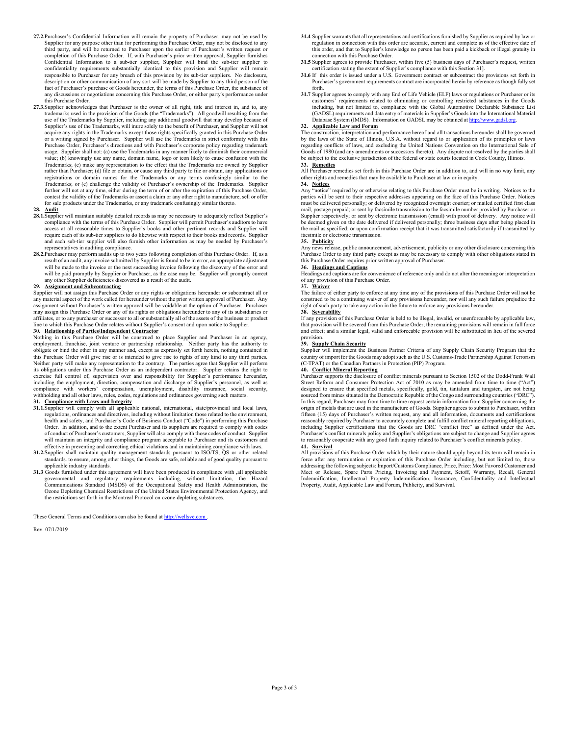**27.2.** Purchaser's Confidential Information will remain the property of Purchaser, may not be used by Supplier for any purpose other than for performing this Purchase Order, may not be disclosed to any third party, and will be returned to Purchaser upon the earlier of Purchaser's written request or completion of this Purchase Order. If, with Purchaser's prior written approval, Supplier furnishes Confidential Information to a sub-tier supplier, Supplier will bind the sub-tier supplier to confidentiality requirements substantially identical to this provision and Supplier will remain responsible to Purchaser for any breach of this provision by its sub-tier suppliers. No disclosure, description or other communication of any sort will be made by Supplier to any third person of the fact of Purchaser's purchase of Goods hereunder, the terms of this Purchase Order, the substance of any discussions or negotiations concerning this Purchase Order, or either party's performance under this Purchase Order.

**27.3.** Supplier acknowledges that Purchaser is the owner of all right, title and interest in, and to, any trademarks used in the provision of the Goods (the "Trademarks"). All goodwill resulting from the use of the Trademarks by Supplier, including any additional goodwill that may develop because of Supplier's use of the Trademarks, will inure solely to the benefit of Purchaser, and Supplier will not acquire any rights in the Trademarks except those rights specifically granted in this Purchase Order or a writing signed by Purchaser. Supplier will use the Trademarks in strict conformity with this Purchase Order, Purchaser's directions and with Purchaser's corporate policy regarding trademark usage. Supplier shall not: (a) use the Trademarks in any manner likely to diminish their commercial value; (b) knowingly use any name, domain name, logo or icon likely to cause confusion with the Trademarks; (c) make any representation to the effect that the Trademarks are owned by Supplier rather than Purchaser; (d) file or obtain, or cause any third party to file or obtain, any applications or registrations or domain names for the Trademarks or any terms confusingly similar to the Trademarks; or (e) challenge the validity of Purchaser's ownership of the Trademarks. Supplier further will not at any time, either during the term of or after the expiration of this Purchase Order, contest the validity of the Trademarks or assert a claim or any other right to manufacture, sell or offer for sale products under the Trademarks, or any trademark confusingly similar thereto.

**28. Audit**

**28.1.** Supplier will maintain suitably detailed records as may be necessary to adequately reflect Supplier's compliance with the terms of this Purchase Order. Supplier will permit Purchaser's auditors to have access at all reasonable times to Supplier's books and other pertinent records and Supplier will require each of its sub-tier suppliers to do likewise with respect to their books and records. Supplier and each sub-tier supplier will also furnish other information as may be needed by Purchaser's representatives in auditing compliance.

**28.2.** Purchaser may perform audits up to two years following completion of this Purchase Order. If, as a result of an audit, any invoice submitted by Supplier is found to be in error, an appropriate adjustment will be made to the invoice or the next succeeding invoice following the discovery of the error and will be paid promptly by Supplier or Purchaser, as the case may be. Supplier will promptly correct any other Supplier deficiencies discovered as a result of the audit.

**29. Assignment and Subcontracting**

Supplier will not assign this Purchase Order or any rights or obligations hereunder or subcontract all or any material aspect of the work called for hereunder without the prior written approval of Purchaser. Any assignment without Purchaser's written approval will be voidable at the option of Purchaser. Purchaser may assign this Purchase Order or any of its rights or obligations hereunder to any of its subsidiaries or affiliates, or to any purchaser or successor to all or substantially all of the assets of the business or product line to which this Purchase Order relates without Supplier's consent and upon notice to Supplier.

**30. Relationship of Parties/Independent Contractor**

Nothing in this Purchase Order will be construed to place Supplier and Purchaser in an agency, employment, franchise, joint venture or partnership relationship. Neither party has the authority to obligate or bind the other in any manner and, except as expressly set forth herein, nothing contained in this Purchase Order will give rise or is intended to give rise to rights of any kind to any third parties. Neither party will make any representation to the contrary. The parties agree that Supplier will perform its obligations under this Purchase Order as an independent contractor. Supplier retains the right to exercise full control of, supervision over and responsibility for Supplier's performance hereunder, including the employment, direction, compensation and discharge of Supplier's personnel, as well as compliance with workers' compensation, unemployment, disability insurance, social security, withholding and all other laws, rules, codes, regulations and ordinances governing such matters.

**31. Compliance with Laws and Integrity**

**31.1.** Supplier will comply with all applicable national, international, state/provincial and local laws, regulations, ordinances and directives, including without limitation those related to the environment, health and safety, and Purchaser's Code of Business Conduct ("Code") in performing this Purchase Order. In addition, and to the extent Purchaser and its suppliers are required to comply with codes of conduct of Purchaser's customers, Supplier will also comply with those codes of conduct. Supplier will maintain an integrity and compliance program acceptable to Purchaser and its customers and effective in preventing and correcting ethical violations and in maintaining compliance with laws.

**31.2.** Supplier shall maintain quality management standards pursuant to ISO/TS, QS or other related standards. to ensure, among other things, the Goods are safe, reliable and of good quality pursuant to applicable industry standards.

**31.3** Goods furnished under this agreement will have been produced in compliance with ,all applicable governmental and regulatory requirements including, without limitation, the Hazard Communications Standard (MSDS) of the Occupational Safety and Health Administration, the Ozone Depleting Chemical Restrictions of the United States Environmental Protection Agency, and the restrictions set forth in the Montreal Protocol on ozone-depleting substances.

**31.4** Supplier warrants that all representations and certifications furnished by Supplier as required by law or regulation in connection with this order are accurate, current and complete as of the effective date of this order, and that to Supplier's knowledge no person has been paid a kickback or illegal gratuity in connection with this Purchase Order.

**31.5** Supplier agrees to provide Purchaser, within five (5) business days of Purchaser's request, written certification stating the extent of Supplier's compliance with this Section 31].

**31.6** If this order is issued under a U.S. Government contract or subcontract the provisions set forth in Purchaser's government requirements contract are incorporated herein by reference as though fully set forth.

**31.7** Supplier agrees to comply with any End of Life Vehicle (ELF) laws or regulations or Purchaser or its customers' requirements related to eliminating or controlling restricted substances in the Goods including, but not limited to, compliance with the Global Automotive Declarable Substance List (GADSL) requirements and data entry of materials in Supplier's Goods into the International Material Database System (IMDS). Information on GADSL may be obtained at http://www.gadsl.org.

**32. Applicable Law and Forum**

The construction, interpretation and performance hereof and all transactions hereunder shall be governed by the laws of the State of Illinois, U.S.A. without regard to or application of its principles or laws regarding conflicts of laws, and excluding the United Nations Convention on the International Sale of Goods of 1980 (and any amendments or successors thereto). Any dispute not resolved by the parties shall be subject to the exclusive jurisdiction of the federal or state courts located in Cook County, Illinois.

**33. Remedies**

All Purchaser remedies set forth in this Purchase Order are in addition to, and will in no way limit, any other rights and remedies that may be available to Purchaser at law or in equity.

**34. Notices**

Any "notice" required by or otherwise relating to this Purchase Order must be in writing. Notices to the parties will be sent to their respective addresses appearing on the face of this Purchase Order. Notices must be delivered personally; or delivered by recognized overnight courier; or mailed certified first class mail, postage prepaid; or sent by facsimile transmission to the facsimile number provided by Purchaser or Supplier respectively; or sent by electronic transmission (email) with proof of delivery. Any notice will be deemed given on the date delivered if delivered personally; three business days after being placed in the mail as specified; or upon confirmation receipt that it was transmitted satisfactorily if transmitted by facsimile or electronic transmission.

**35. Publicity**

Any news release, public announcement, advertisement, publicity or any other disclosure concerning this Purchase Order to any third party except as may be necessary to comply with other obligations stated in this Purchase Order requires prior written approval of Purchaser.

**36. Headings and Captions**

Headings and captions are for convenience of reference only and do not alter the meaning or interpretation of any provision of this Purchase Order.

**37. Waiver**

The failure of either party to enforce at any time any of the provisions of this Purchase Order will not be construed to be a continuing waiver of any provisions hereunder, nor will any such failure prejudice the right of such party to take any action in the future to enforce any provisions hereunder.

**38. Severability**

If any provision of this Purchase Order is held to be illegal, invalid, or unenforceable by applicable law, that provision will be severed from this Purchase Order; the remaining provisions will remain in full force and effect; and a similar legal, valid and enforceable provision will be substituted in lieu of the severed provision.

**39. Supply Chain Security**

Supplier will implement the Business Partner Criteria of any Supply Chain Security Program that the country of import for the Goods may adopt such as the U.S. Customs-Trade Partnership Against Terrorism (C-TPAT) or the Canadian Partners in Protection (PIP) Program.

**40. Conflict Mineral Reporting**

Purchaser supports the disclosure of conflict minerals pursuant to Section 1502 of the Dodd-Frank Wall Street Reform and Consumer Protection Act of 2010 as may be amended from time to time ("Act") designed to ensure that specified metals, specifically, gold, tin, tantalum and tungsten, are not being sourced from mines situated in the Democratic Republic of the Congo and surrounding countries ("DRC"). In this regard, Purchaser may from time to time request certain information from Supplier concerning the origin of metals that are used in the manufacture of Goods. Supplier agrees to submit to Purchaser, within fifteen (15) days of Purchaser's written request, any and all information, documents and certifications reasonably required by Purchaser to accurately complete and fulfill conflict mineral reporting obligations, including Supplier certifications that the Goods are DRC "conflict free" as defined under the Act. Purchaser's conflict minerals policy and Supplier's obligations are subject to change and Supplier agrees to reasonably cooperate with any good faith inquiry related to Purchaser's conflict minerals policy.

**41. Survival**

All provisions of this Purchase Order which by their nature should apply beyond its term will remain in force after any termination or expiration of this Purchase Order including, but not limited to, those addressing the following subjects: Import/Customs Compliance, Price, Price: Most Favored Customer and Meet or Release, Spare Parts Pricing, Invoicing and Payment, Setoff, Warranty, Recall, General Indemnification, Intellectual Property Indemnification, Insurance, Confidentiality and Intellectual Property, Audit, Applicable Law and Forum, Publicity, and Survival.

These General Terms and Conditions can also be found at http://wellsve.com .

Rev. 07/1/2019